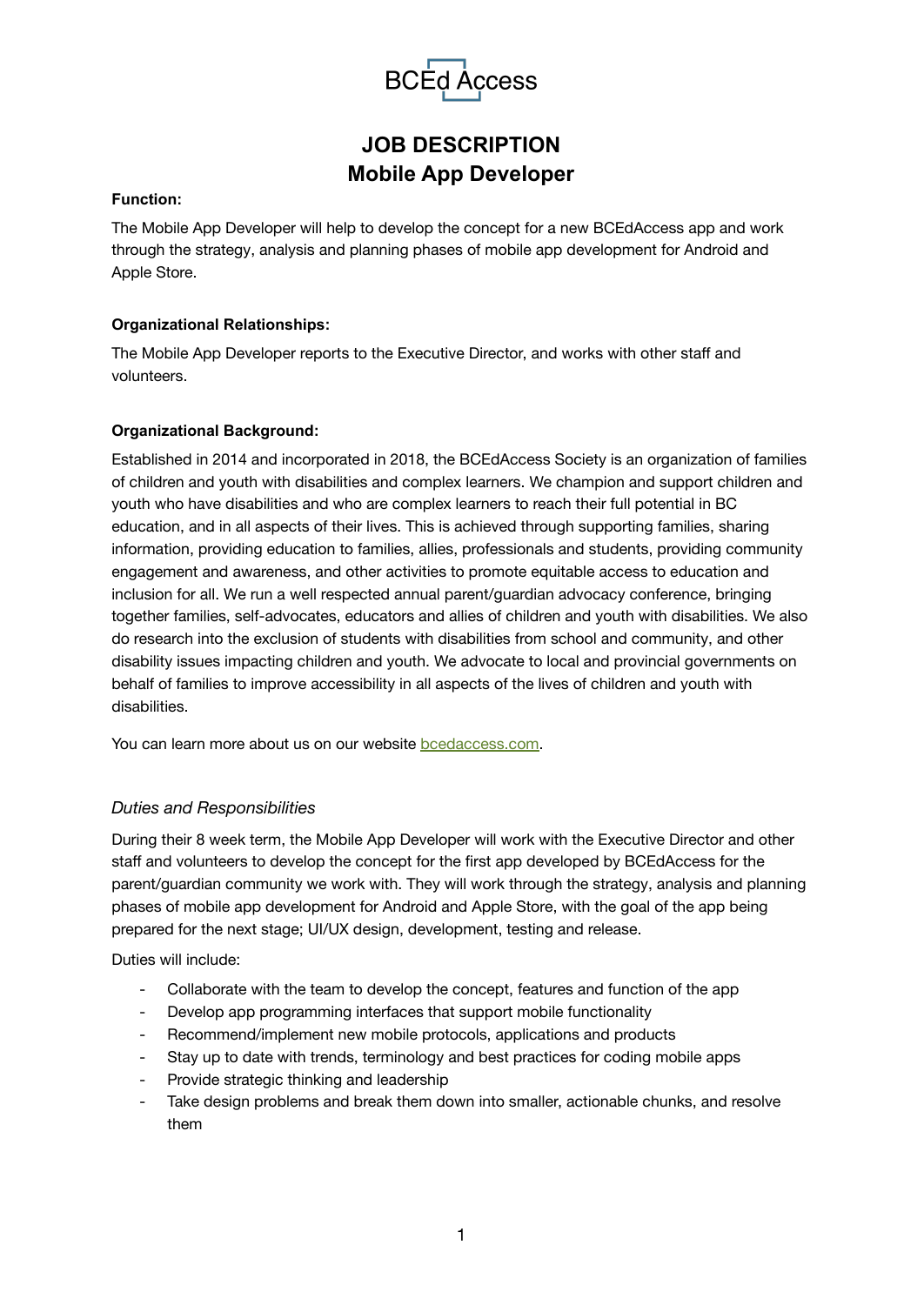BCEd Access

# JOB DESCRIPTION
# Mobile App Developer

**Function:**

The Mobile App Developer will help to develop the concept for a new BCEdAccess app and work through the strategy, analysis and planning phases of mobile app development for Android and Apple Store.

**Organizational Relationships:**

The Mobile App Developer reports to the Executive Director, and works with other staff and volunteers.

**Organizational Background:**

Established in 2014 and incorporated in 2018, the BCEdAccess Society is an organization of families of children and youth with disabilities and complex learners. We champion and support children and youth who have disabilities and who are complex learners to reach their full potential in BC education, and in all aspects of their lives. This is achieved through supporting families, sharing information, providing education to families, allies, professionals and students, providing community engagement and awareness, and other activities to promote equitable access to education and inclusion for all. We run a well respected annual parent/guardian advocacy conference, bringing together families, self-advocates, educators and allies of children and youth with disabilities. We also do research into the exclusion of students with disabilities from school and community, and other disability issues impacting children and youth. We advocate to local and provincial governments on behalf of families to improve accessibility in all aspects of the lives of children and youth with disabilities.

You can learn more about us on our website bcedaccess.com.

*Duties and Responsibilities*

During their 8 week term, the Mobile App Developer will work with the Executive Director and other staff and volunteers to develop the concept for the first app developed by BCEdAccess for the parent/guardian community we work with. They will work through the strategy, analysis and planning phases of mobile app development for Android and Apple Store, with the goal of the app being prepared for the next stage; UI/UX design, development, testing and release.

Duties will include:

- Collaborate with the team to develop the concept, features and function of the app
- Develop app programming interfaces that support mobile functionality
- Recommend/implement new mobile protocols, applications and products
- Stay up to date with trends, terminology and best practices for coding mobile apps
- Provide strategic thinking and leadership
- Take design problems and break them down into smaller, actionable chunks, and resolve them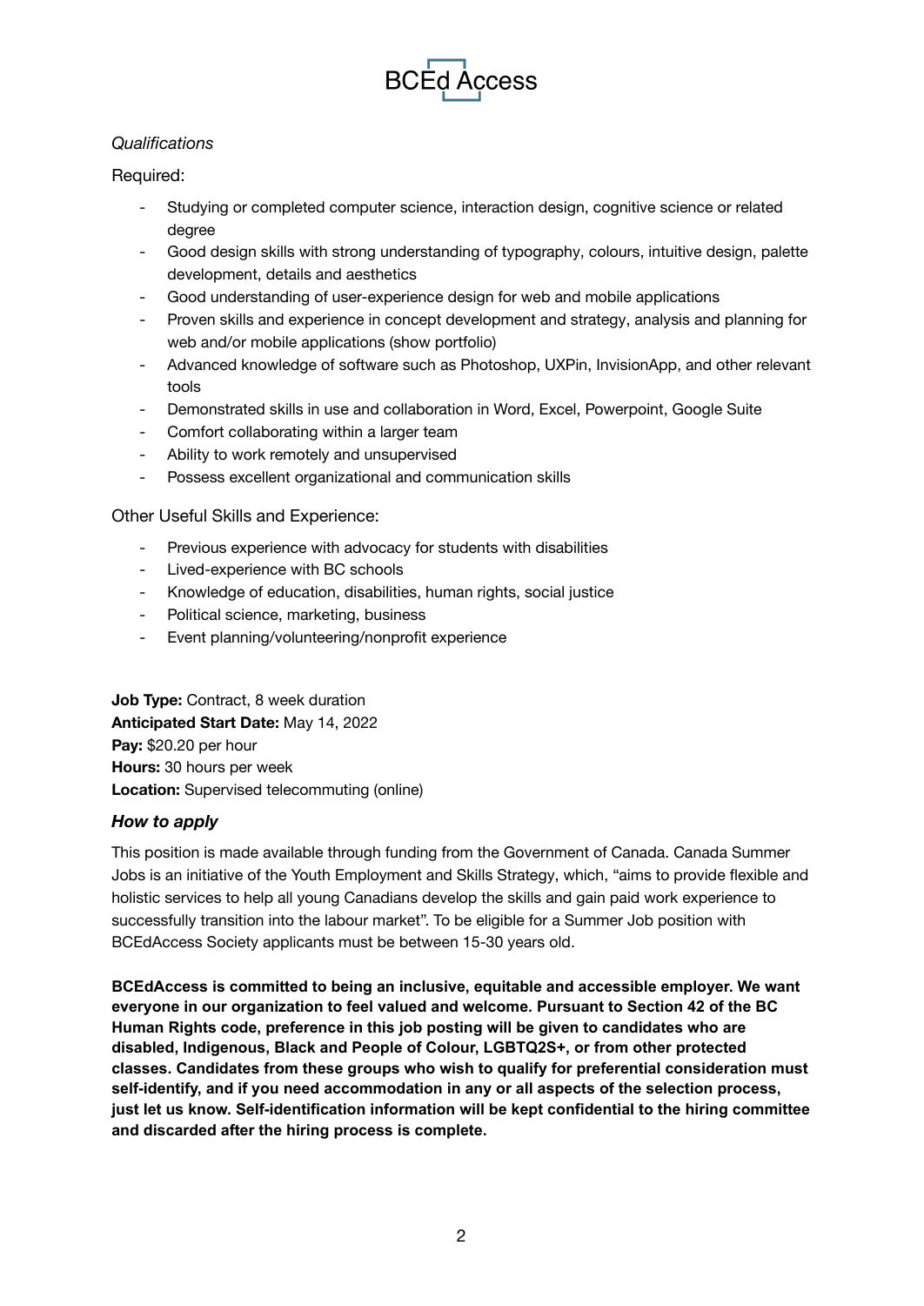*Qualifications*

Required:

- Studying or completed computer science, interaction design, cognitive science or related degree
- Good design skills with strong understanding of typography, colours, intuitive design, palette development, details and aesthetics
- Good understanding of user-experience design for web and mobile applications
- Proven skills and experience in concept development and strategy, analysis and planning for web and/or mobile applications (show portfolio)
- Advanced knowledge of software such as Photoshop, UXPin, InvisionApp, and other relevant tools
- Demonstrated skills in use and collaboration in Word, Excel, Powerpoint, Google Suite
- Comfort collaborating within a larger team
- Ability to work remotely and unsupervised
- Possess excellent organizational and communication skills

Other Useful Skills and Experience:

- Previous experience with advocacy for students with disabilities
- Lived-experience with BC schools
- Knowledge of education, disabilities, human rights, social justice
- Political science, marketing, business
- Event planning/volunteering/nonprofit experience

**Job Type:** Contract, 8 week duration
**Anticipated Start Date:** May 14, 2022
**Pay:** $20.20 per hour
**Hours:** 30 hours per week
**Location:** Supervised telecommuting (online)

### ***How to apply***

This position is made available through funding from the Government of Canada. Canada Summer Jobs is an initiative of the Youth Employment and Skills Strategy, which, "aims to provide flexible and holistic services to help all young Canadians develop the skills and gain paid work experience to successfully transition into the labour market". To be eligible for a Summer Job position with BCEdAccess Society applicants must be between 15-30 years old.

**BCEdAccess is committed to being an inclusive, equitable and accessible employer. We want everyone in our organization to feel valued and welcome. Pursuant to Section 42 of the BC Human Rights code, preference in this job posting will be given to candidates who are disabled, Indigenous, Black and People of Colour, LGBTQ2S+, or from other protected classes. Candidates from these groups who wish to qualify for preferential consideration must self-identify, and if you need accommodation in any or all aspects of the selection process, just let us know. Self-identification information will be kept confidential to the hiring committee and discarded after the hiring process is complete.**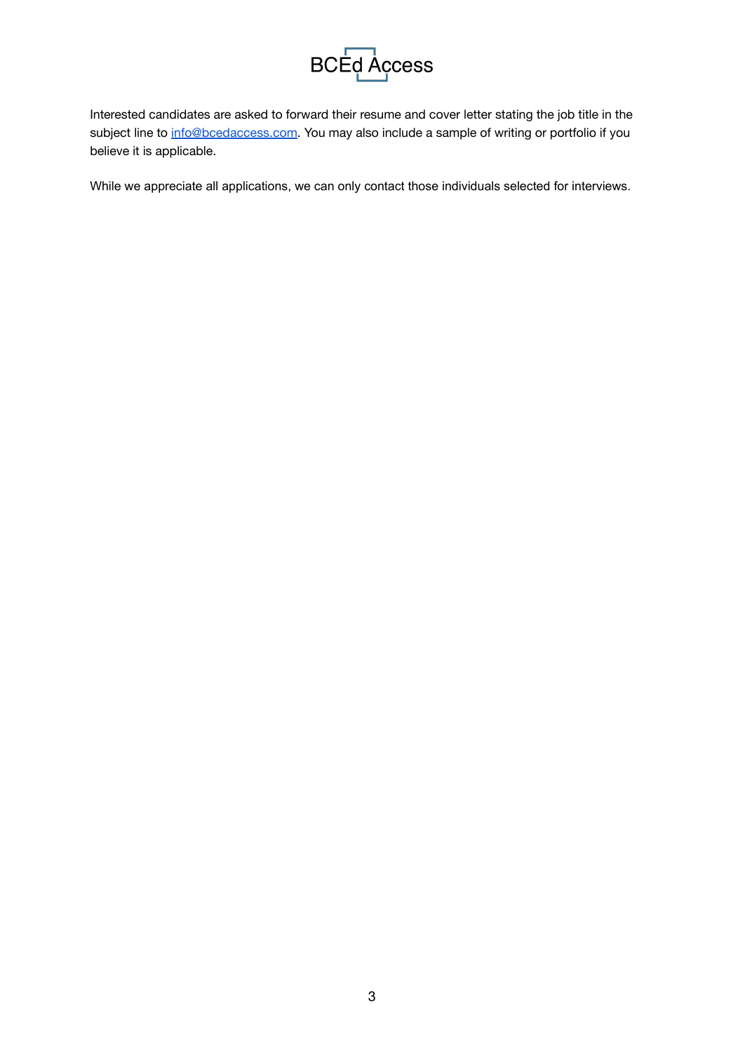Interested candidates are asked to forward their resume and cover letter stating the job title in the subject line to [info@bcedaccess.com](mailto:info@bcedaccess.com). You may also include a sample of writing or portfolio if you believe it is applicable.

While we appreciate all applications, we can only contact those individuals selected for interviews.